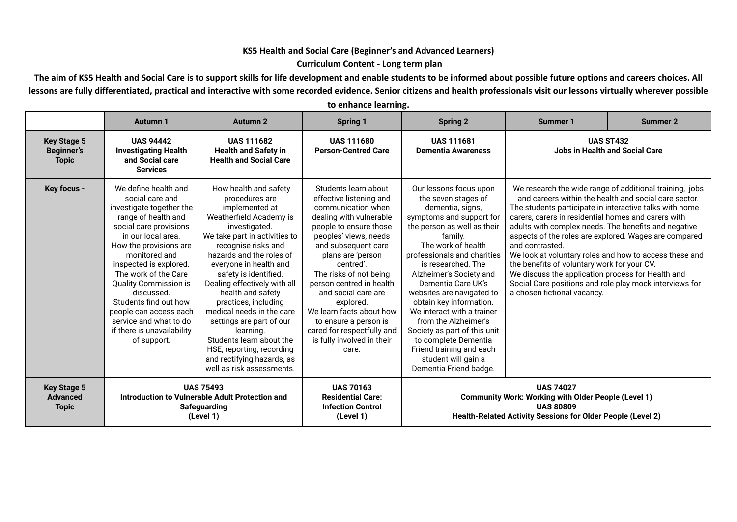**KS5 Health and Social Care (Beginner's and Advanced Learners)**

**Curriculum Content - Long term plan**

**The aim of KS5 Health and Social Care is to support skills for life development and enable students to be informed about possible future options and careers choices. All lessons are fully differentiated, practical and interactive with some recorded evidence. Senior citizens and health professionals visit our lessons virtually wherever possible to enhance learning.**

| | Autumn 1 | Autumn 2 | Spring 1 | Spring 2 | Summer 1 | Summer 2 |
|---|---|---|---|---|---|---|
| **Key Stage 5 Beginner's Topic** | **UAS 94442 Investigating Health and Social care Services** | **UAS 111682 Health and Safety in Health and Social Care** | **UAS 111680 Person-Centred Care** | **UAS 111681 Dementia Awareness** | **UAS ST432 Jobs in Health and Social Care** | |
| **Key focus -** | We define health and social care and investigate together the range of health and social care provisions in our local area. How the provisions are monitored and inspected is explored. The work of the Care Quality Commission is discussed. Students find out how people can access each service and what to do if there is unavailability of support. | How health and safety procedures are implemented at Weatherfield Academy is investigated. We take part in activities to recognise risks and hazards and the roles of everyone in health and safety is identified. Dealing effectively with all health and safety practices, including medical needs in the care settings are part of our learning. Students learn about the HSE, reporting, recording and rectifying hazards, as well as risk assessments. | Students learn about effective listening and communication when dealing with vulnerable people to ensure those peoples' views, needs and subsequent care plans are 'person centred'. The risks of not being person centred in health and social care are explored. We learn facts about how to ensure a person is cared for respectfully and is fully involved in their care. | Our lessons focus upon the seven stages of dementia, signs, symptoms and support for the person as well as their family. The work of health professionals and charities is researched. The Alzheimer's Society and Dementia Care UK's websites are navigated to obtain key information. We interact with a trainer from the Alzheimer's Society as part of this unit to complete Dementia Friend training and each student will gain a Dementia Friend badge. | We research the wide range of additional training, jobs and careers within the health and social care sector. The students participate in interactive talks with home carers, carers in residential homes and carers with adults with complex needs. The benefits and negative aspects of the roles are explored. Wages are compared and contrasted. We look at voluntary roles and how to access these and the benefits of voluntary work for your CV. We discuss the application process for Health and Social Care positions and role play mock interviews for a chosen fictional vacancy. | |
| **Key Stage 5 Advanced Topic** | **UAS 75493 Introduction to Vulnerable Adult Protection and Safeguarding (Level 1)** | | **UAS 70163 Residential Care: Infection Control (Level 1)** | **UAS 74027 Community Work: Working with Older People (Level 1) UAS 80809 Health-Related Activity Sessions for Older People (Level 2)** | | |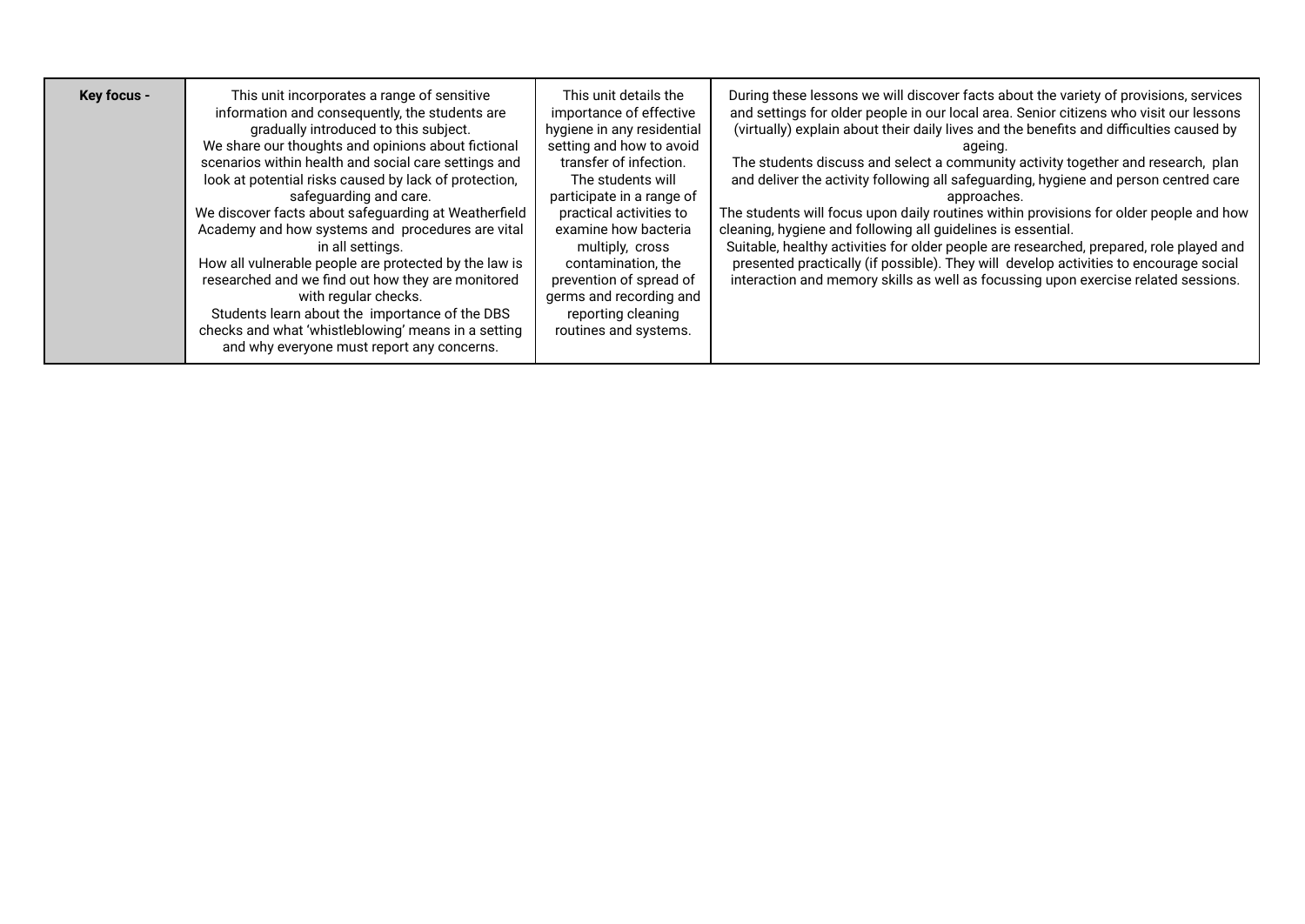| | | | |
|---|---|---|---|
| **Key focus -** | This unit incorporates a range of sensitive information and consequently, the students are gradually introduced to this subject. We share our thoughts and opinions about fictional scenarios within health and social care settings and look at potential risks caused by lack of protection, safeguarding and care. We discover facts about safeguarding at Weatherfield Academy and how systems and procedures are vital in all settings. How all vulnerable people are protected by the law is researched and we find out how they are monitored with regular checks. Students learn about the importance of the DBS checks and what 'whistleblowing' means in a setting and why everyone must report any concerns. | This unit details the importance of effective hygiene in any residential setting and how to avoid transfer of infection. The students will participate in a range of practical activities to examine how bacteria multiply, cross contamination, the prevention of spread of germs and recording and reporting cleaning routines and systems. | During these lessons we will discover facts about the variety of provisions, services and settings for older people in our local area. Senior citizens who visit our lessons (virtually) explain about their daily lives and the benefits and difficulties caused by ageing. The students discuss and select a community activity together and research, plan and deliver the activity following all safeguarding, hygiene and person centred care approaches. The students will focus upon daily routines within provisions for older people and how cleaning, hygiene and following all guidelines is essential. Suitable, healthy activities for older people are researched, prepared, role played and presented practically (if possible). They will develop activities to encourage social interaction and memory skills as well as focussing upon exercise related sessions. |